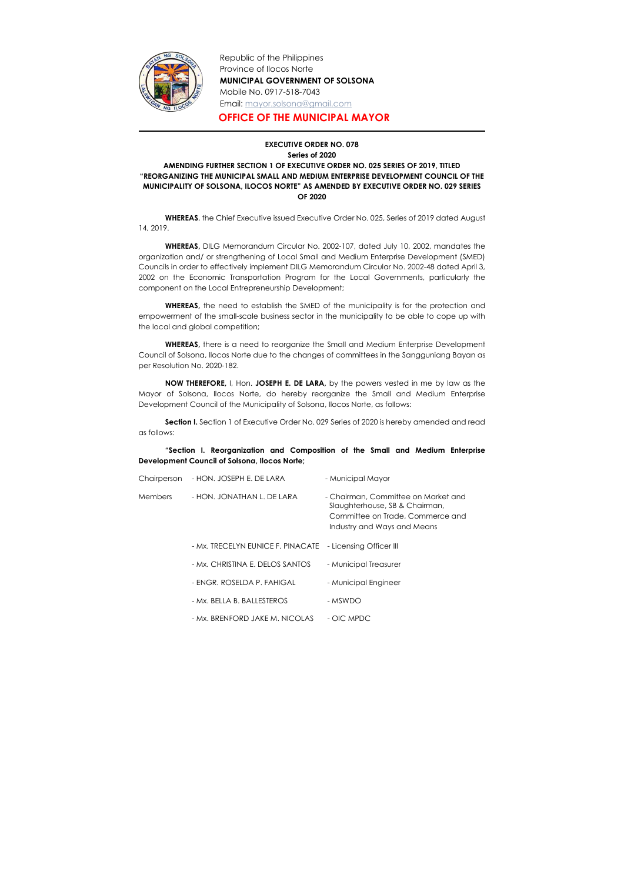Republic of the Philippines
Province of Ilocos Norte
**MUNICIPAL GOVERNMENT OF SOLSONA**
Mobile No. 0917-518-7043
Email: mayor.solsona@gmail.com

## OFFICE OF THE MUNICIPAL MAYOR

---

**EXECUTIVE ORDER NO. 078**
**Series of 2020**

**AMENDING FURTHER SECTION 1 OF EXECUTIVE ORDER NO. 025 SERIES OF 2019, TITLED "REORGANIZING THE MUNICIPAL SMALL AND MEDIUM ENTERPRISE DEVELOPMENT COUNCIL OF THE MUNICIPALITY OF SOLSONA, ILOCOS NORTE" AS AMENDED BY EXECUTIVE ORDER NO. 029 SERIES OF 2020**

**WHEREAS**, the Chief Executive issued Executive Order No. 025, Series of 2019 dated August 14, 2019.

**WHEREAS,** DILG Memorandum Circular No. 2002-107, dated July 10, 2002, mandates the organization and/ or strengthening of Local Small and Medium Enterprise Development (SMED) Councils in order to effectively implement DILG Memorandum Circular No. 2002-48 dated April 3, 2002 on the Economic Transportation Program for the Local Governments, particularly the component on the Local Entrepreneurship Development;

**WHEREAS,** the need to establish the SMED of the municipality is for the protection and empowerment of the small-scale business sector in the municipality to be able to cope up with the local and global competition;

**WHEREAS,** there is a need to reorganize the Small and Medium Enterprise Development Council of Solsona, Ilocos Norte due to the changes of committees in the Sangguniang Bayan as per Resolution No. 2020-182.

**NOW THEREFORE,** I, Hon. **JOSEPH E. DE LARA,** by the powers vested in me by law as the Mayor of Solsona, Ilocos Norte, do hereby reorganize the Small and Medium Enterprise Development Council of the Municipality of Solsona, Ilocos Norte, as follows:

**Section I.** Section 1 of Executive Order No. 029 Series of 2020 is hereby amended and read as follows:

**"Section I. Reorganization and Composition of the Small and Medium Enterprise Development Council of Solsona, Ilocos Norte;**

| | | |
|---|---|---|
| Chairperson | - HON. JOSEPH E. DE LARA | - Municipal Mayor |
| Members | - HON. JONATHAN L. DE LARA | - Chairman, Committee on Market and Slaughterhouse, SB & Chairman, Committee on Trade, Commerce and Industry and Ways and Means |
| | - Mx. TRECELYN EUNICE F. PINACATE | - Licensing Officer III |
| | - Mx. CHRISTINA E. DELOS SANTOS | - Municipal Treasurer |
| | - ENGR. ROSELDA P. FAHIGAL | - Municipal Engineer |
| | - Mx. BELLA B. BALLESTEROS | - MSWDO |
| | - Mx. BRENFORD JAKE M. NICOLAS | - OIC MPDC |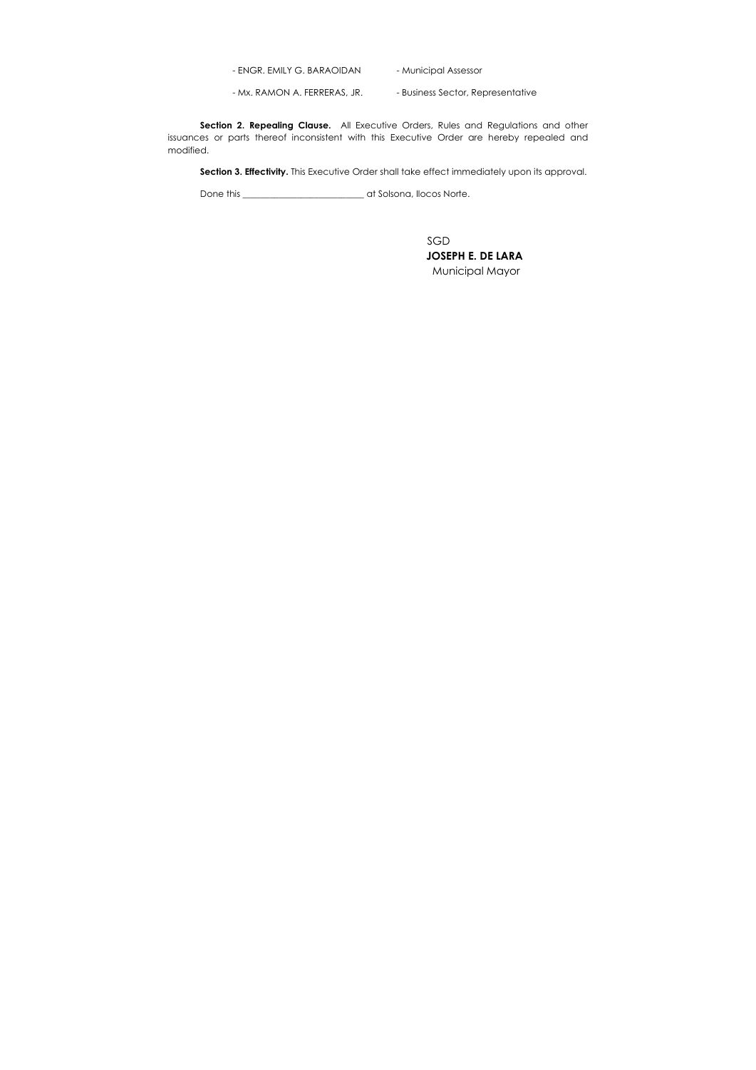- ENGR. EMILY G. BARAOIDAN - Municipal Assessor

- Mx. RAMON A. FERRERAS, JR. - Business Sector, Representative

**Section 2. Repealing Clause.** All Executive Orders, Rules and Regulations and other issuances or parts thereof inconsistent with this Executive Order are hereby repealed and modified.

**Section 3. Effectivity.** This Executive Order shall take effect immediately upon its approval.

Done this ___________________________ at Solsona, Ilocos Norte.

SGD
**JOSEPH E. DE LARA**
Municipal Mayor